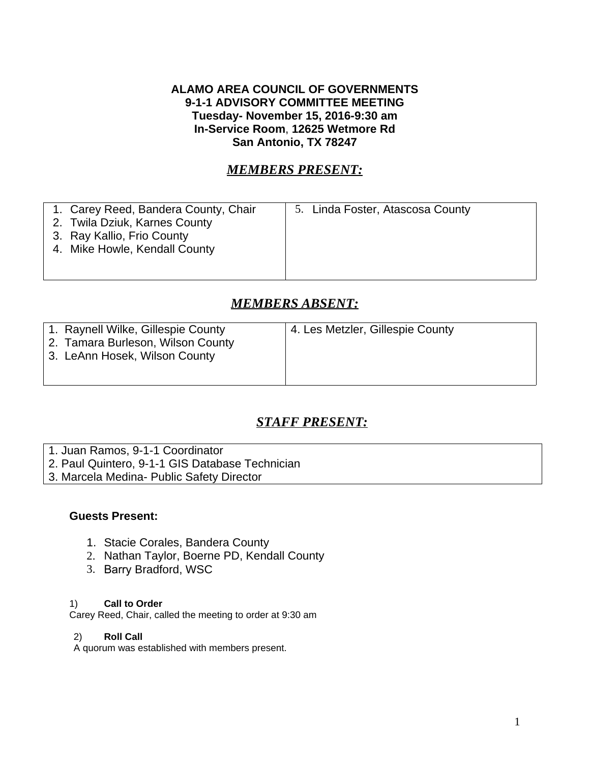**ALAMO AREA COUNCIL OF GOVERNMENTS**
**9-1-1 ADVISORY COMMITTEE MEETING**
**Tuesday- November 15, 2016-9:30 am**
**In-Service Room, 12625 Wetmore Rd**
**San Antonio, TX 78247**

## ***MEMBERS PRESENT:***

| | |
|---|---|
| 1. Carey Reed, Bandera County, Chair<br>2. Twila Dziuk, Karnes County<br>3. Ray Kallio, Frio County<br>4. Mike Howle, Kendall County | 5. Linda Foster, Atascosa County |

## ***MEMBERS ABSENT:***

| | |
|---|---|
| 1. Raynell Wilke, Gillespie County<br>2. Tamara Burleson, Wilson County<br>3. LeAnn Hosek, Wilson County | 4. Les Metzler, Gillespie County |

## ***STAFF PRESENT:***

| |
|---|
| 1. Juan Ramos, 9-1-1 Coordinator<br>2. Paul Quintero, 9-1-1 GIS Database Technician<br>3. Marcela Medina- Public Safety Director |

**Guests Present:**

1. Stacie Corales, Bandera County
2. Nathan Taylor, Boerne PD, Kendall County
3. Barry Bradford, WSC

1) **Call to Order**
Carey Reed, Chair, called the meeting to order at 9:30 am

2) **Roll Call**
A quorum was established with members present.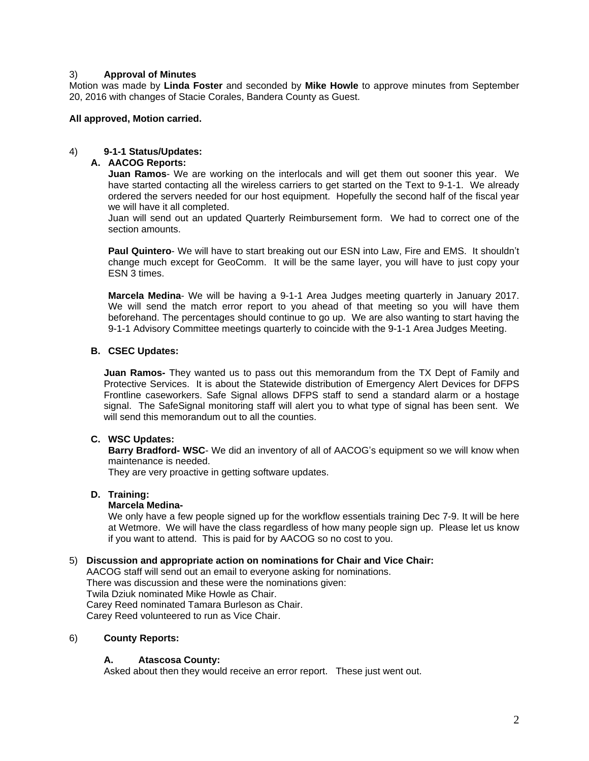3) **Approval of Minutes**

Motion was made by **Linda Foster** and seconded by **Mike Howle** to approve minutes from September 20, 2016 with changes of Stacie Corales, Bandera County as Guest.

**All approved, Motion carried.**

4) **9-1-1 Status/Updates:**

**A. AACOG Reports:**

**Juan Ramos**- We are working on the interlocals and will get them out sooner this year. We have started contacting all the wireless carriers to get started on the Text to 9-1-1. We already ordered the servers needed for our host equipment. Hopefully the second half of the fiscal year we will have it all completed.

Juan will send out an updated Quarterly Reimbursement form. We had to correct one of the section amounts.

**Paul Quintero**- We will have to start breaking out our ESN into Law, Fire and EMS. It shouldn't change much except for GeoComm. It will be the same layer, you will have to just copy your ESN 3 times.

**Marcela Medina**- We will be having a 9-1-1 Area Judges meeting quarterly in January 2017. We will send the match error report to you ahead of that meeting so you will have them beforehand. The percentages should continue to go up. We are also wanting to start having the 9-1-1 Advisory Committee meetings quarterly to coincide with the 9-1-1 Area Judges Meeting.

**B. CSEC Updates:**

**Juan Ramos-** They wanted us to pass out this memorandum from the TX Dept of Family and Protective Services. It is about the Statewide distribution of Emergency Alert Devices for DFPS Frontline caseworkers. Safe Signal allows DFPS staff to send a standard alarm or a hostage signal. The SafeSignal monitoring staff will alert you to what type of signal has been sent. We will send this memorandum out to all the counties.

**C. WSC Updates:**

**Barry Bradford- WSC**- We did an inventory of all of AACOG's equipment so we will know when maintenance is needed.

They are very proactive in getting software updates.

**D. Training:**

**Marcela Medina-**

We only have a few people signed up for the workflow essentials training Dec 7-9. It will be here at Wetmore. We will have the class regardless of how many people sign up. Please let us know if you want to attend. This is paid for by AACOG so no cost to you.

5) **Discussion and appropriate action on nominations for Chair and Vice Chair:**

AACOG staff will send out an email to everyone asking for nominations.
There was discussion and these were the nominations given:
Twila Dziuk nominated Mike Howle as Chair.
Carey Reed nominated Tamara Burleson as Chair.
Carey Reed volunteered to run as Vice Chair.

6) **County Reports:**

**A. Atascosa County:**

Asked about then they would receive an error report. These just went out.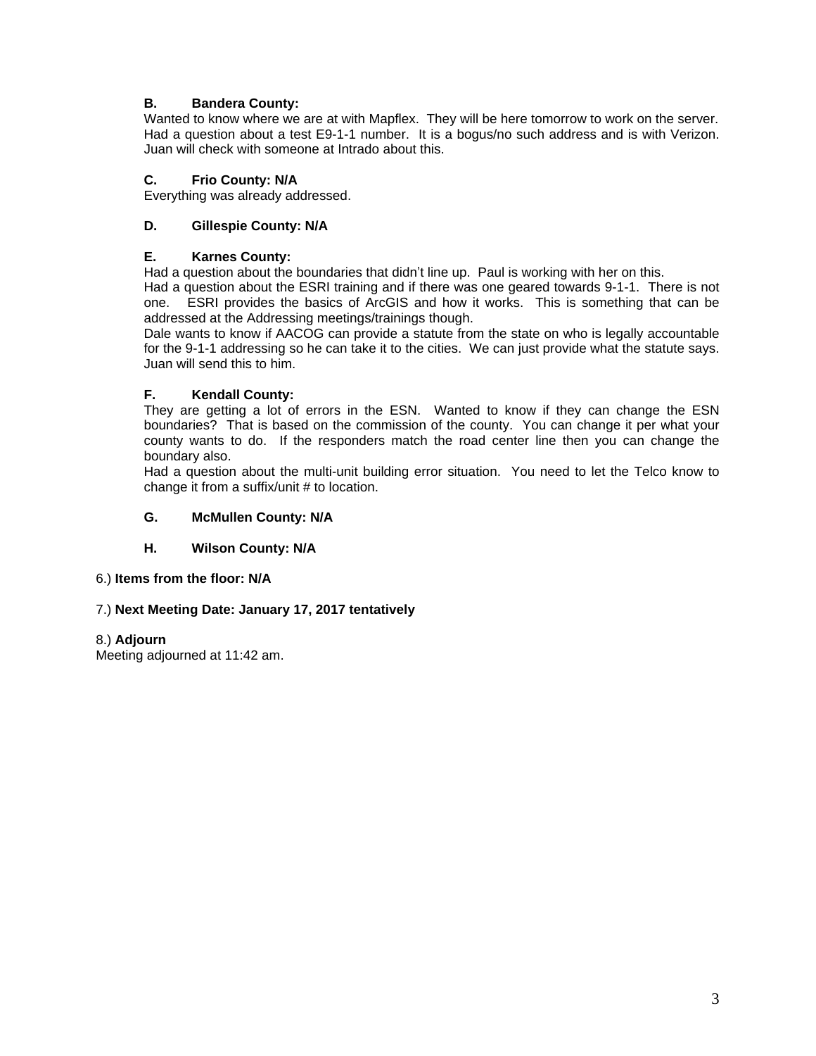### B. Bandera County:

Wanted to know where we are at with Mapflex. They will be here tomorrow to work on the server. Had a question about a test E9-1-1 number. It is a bogus/no such address and is with Verizon. Juan will check with someone at Intrado about this.

### C. Frio County: N/A

Everything was already addressed.

### D. Gillespie County: N/A

### E. Karnes County:

Had a question about the boundaries that didn't line up. Paul is working with her on this.
Had a question about the ESRI training and if there was one geared towards 9-1-1. There is not one. ESRI provides the basics of ArcGIS and how it works. This is something that can be addressed at the Addressing meetings/trainings though.
Dale wants to know if AACOG can provide a statute from the state on who is legally accountable for the 9-1-1 addressing so he can take it to the cities. We can just provide what the statute says. Juan will send this to him.

### F. Kendall County:

They are getting a lot of errors in the ESN. Wanted to know if they can change the ESN boundaries? That is based on the commission of the county. You can change it per what your county wants to do. If the responders match the road center line then you can change the boundary also.
Had a question about the multi-unit building error situation. You need to let the Telco know to change it from a suffix/unit # to location.

### G. McMullen County: N/A

### H. Wilson County: N/A

6.) **Items from the floor: N/A**

7.) **Next Meeting Date: January 17, 2017 tentatively**

8.) **Adjourn**
Meeting adjourned at 11:42 am.